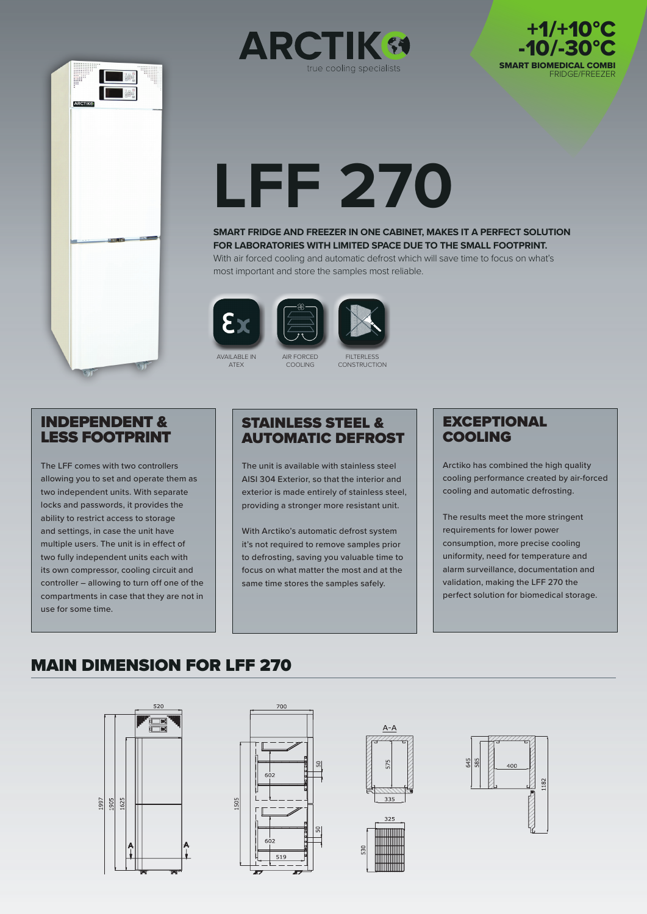# ARCTIKO

true cooling specialists

**+1/+10°C**
**-10/-30°C**
**SMART BIOMEDICAL COMBI**
FRIDGE/FREEZER

# LFF 270

**SMART FRIDGE AND FREEZER IN ONE CABINET, MAKES IT A PERFECT SOLUTION FOR LABORATORIES WITH LIMITED SPACE DUE TO THE SMALL FOOTPRINT.**
With air forced cooling and automatic defrost which will save time to focus on what's most important and store the samples most reliable.

AVAILABLE IN ATEX

AIR FORCED COOLING

FILTERLESS CONSTRUCTION

## INDEPENDENT & LESS FOOTPRINT

The LFF comes with two controllers allowing you to set and operate them as two independent units. With separate locks and passwords, it provides the ability to restrict access to storage and settings, in case the unit have multiple users. The unit is in effect of two fully independent units each with its own compressor, cooling circuit and controller – allowing to turn off one of the compartments in case that they are not in use for some time.

## STAINLESS STEEL & AUTOMATIC DEFROST

The unit is available with stainless steel AISI 304 Exterior, so that the interior and exterior is made entirely of stainless steel, providing a stronger more resistant unit.

With Arctiko's automatic defrost system it's not required to remove samples prior to defrosting, saving you valuable time to focus on what matter the most and at the same time stores the samples safely.

## EXCEPTIONAL COOLING

Arctiko has combined the high quality cooling performance created by air-forced cooling and automatic defrosting.

The results meet the more stringent requirements for lower power consumption, more precise cooling uniformity, need for temperature and alarm surveillance, documentation and validation, making the LFF 270 the perfect solution for biomedical storage.

## MAIN DIMENSION FOR LFF 270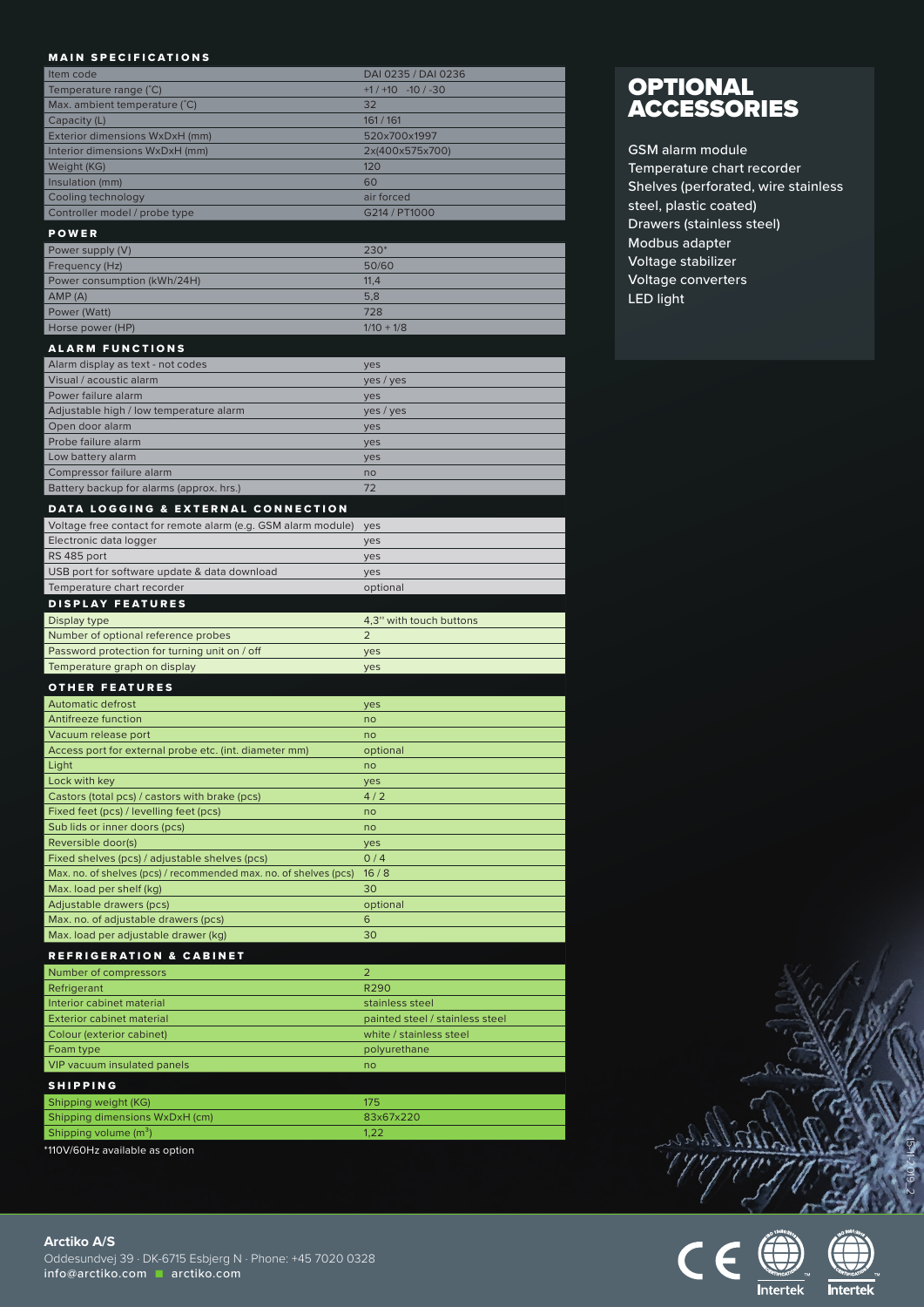## MAIN SPECIFICATIONS

| | |
|---|---|
| Item code | DAI 0235 / DAI 0236 |
| Temperature range (˚C) | +1 / +10 -10 / -30 |
| Max. ambient temperature (˚C) | 32 |
| Capacity (L) | 161 / 161 |
| Exterior dimensions WxDxH (mm) | 520x700x1997 |
| Interior dimensions WxDxH (mm) | 2x(400x575x700) |
| Weight (KG) | 120 |
| Insulation (mm) | 60 |
| Cooling technology | air forced |
| Controller model / probe type | G214 / PT1000 |

## POWER

| | |
|---|---|
| Power supply (V) | 230* |
| Frequency (Hz) | 50/60 |
| Power consumption (kWh/24H) | 11,4 |
| AMP (A) | 5,8 |
| Power (Watt) | 728 |
| Horse power (HP) | 1/10 + 1/8 |

## ALARM FUNCTIONS

| | |
|---|---|
| Alarm display as text - not codes | yes |
| Visual / acoustic alarm | yes / yes |
| Power failure alarm | yes |
| Adjustable high / low temperature alarm | yes / yes |
| Open door alarm | yes |
| Probe failure alarm | yes |
| Low battery alarm | yes |
| Compressor failure alarm | no |
| Battery backup for alarms (approx. hrs.) | 72 |

## DATA LOGGING & EXTERNAL CONNECTION

| | |
|---|---|
| Voltage free contact for remote alarm (e.g. GSM alarm module) | yes |
| Electronic data logger | yes |
| RS 485 port | yes |
| USB port for software update & data download | yes |
| Temperature chart recorder | optional |

## DISPLAY FEATURES

| | |
|---|---|
| Display type | 4,3" with touch buttons |
| Number of optional reference probes | 2 |
| Password protection for turning unit on / off | yes |
| Temperature graph on display | yes |

## OTHER FEATURES

| | |
|---|---|
| Automatic defrost | yes |
| Antifreeze function | no |
| Vacuum release port | no |
| Access port for external probe etc. (int. diameter mm) | optional |
| Light | no |
| Lock with key | yes |
| Castors (total pcs) / castors with brake (pcs) | 4 / 2 |
| Fixed feet (pcs) / levelling feet (pcs) | no |
| Sub lids or inner doors (pcs) | no |
| Reversible door(s) | yes |
| Fixed shelves (pcs) / adjustable shelves (pcs) | 0 / 4 |
| Max. no. of shelves (pcs) / recommended max. no. of shelves (pcs) | 16 / 8 |
| Max. load per shelf (kg) | 30 |
| Adjustable drawers (pcs) | optional |
| Max. no. of adjustable drawers (pcs) | 6 |
| Max. load per adjustable drawer (kg) | 30 |

## REFRIGERATION & CABINET

| | |
|---|---|
| Number of compressors | 2 |
| Refrigerant | R290 |
| Interior cabinet material | stainless steel |
| Exterior cabinet material | painted steel / stainless steel |
| Colour (exterior cabinet) | white / stainless steel |
| Foam type | polyurethane |
| VIP vacuum insulated panels | no |

## SHIPPING

| | |
|---|---|
| Shipping weight (KG) | 175 |
| Shipping dimensions WxDxH (cm) | 83x67x220 |
| Shipping volume ($m^3$) | 1,22 |

*110V/60Hz available as option

## OPTIONAL ACCESSORIES

GSM alarm module
Temperature chart recorder
Shelves (perforated, wire stainless steel, plastic coated)
Drawers (stainless steel)
Modbus adapter
Voltage stabilizer
Voltage converters
LED light

15-11-2019_2

**Arctiko A/S**
Oddesundvej 39 · DK-6715 Esbjerg N · Phone: +45 7020 0328
info@arctiko.com ■ arctiko.com